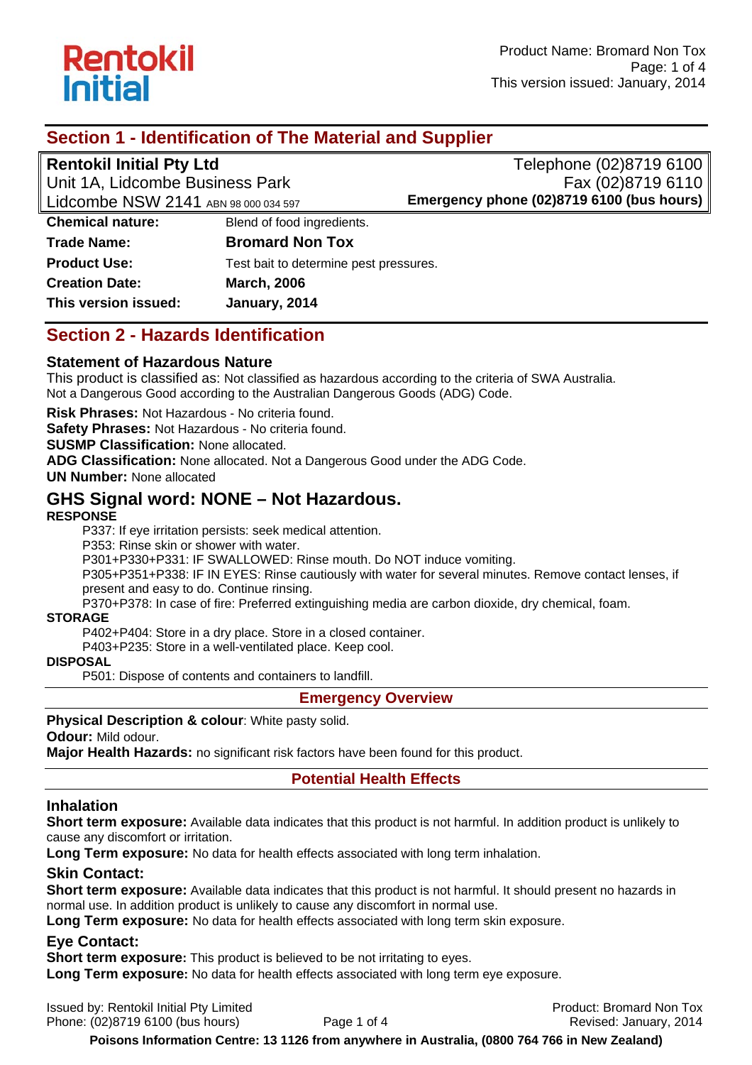Rentokil Initial

Product Name: Bromard Non Tox
This version issued: January, 2014

## Section 1 - Identification of The Material and Supplier

**Rentokil Initial Pty Ltd**
Unit 1A, Lidcombe Business Park
Lidcombe NSW 2141 ABN 98 000 034 597

Telephone (02)8719 6100
Fax (02)8719 6110
**Emergency phone (02)8719 6100 (bus hours)**

| | |
|---|---|
| **Chemical nature:** | Blend of food ingredients. |
| **Trade Name:** | **Bromard Non Tox** |
| **Product Use:** | Test bait to determine pest pressures. |
| **Creation Date:** | **March, 2006** |
| **This version issued:** | **January, 2014** |

## Section 2 - Hazards Identification

### Statement of Hazardous Nature

This product is classified as: Not classified as hazardous according to the criteria of SWA Australia.
Not a Dangerous Good according to the Australian Dangerous Goods (ADG) Code.

**Risk Phrases:** Not Hazardous - No criteria found.
**Safety Phrases:** Not Hazardous - No criteria found.
**SUSMP Classification:** None allocated.
**ADG Classification:** None allocated. Not a Dangerous Good under the ADG Code.
**UN Number:** None allocated

## GHS Signal word: NONE – Not Hazardous.

**RESPONSE**

P337: If eye irritation persists: seek medical attention.
P353: Rinse skin or shower with water.
P301+P330+P331: IF SWALLOWED: Rinse mouth. Do NOT induce vomiting.
P305+P351+P338: IF IN EYES: Rinse cautiously with water for several minutes. Remove contact lenses, if present and easy to do. Continue rinsing.
P370+P378: In case of fire: Preferred extinguishing media are carbon dioxide, dry chemical, foam.

**STORAGE**

P402+P404: Store in a dry place. Store in a closed container.
P403+P235: Store in a well-ventilated place. Keep cool.

**DISPOSAL**

P501: Dispose of contents and containers to landfill.

### Emergency Overview

**Physical Description & colour**: White pasty solid.
**Odour:** Mild odour.
**Major Health Hazards:** no significant risk factors have been found for this product.

### Potential Health Effects

### Inhalation

**Short term exposure:** Available data indicates that this product is not harmful. In addition product is unlikely to cause any discomfort or irritation.
**Long Term exposure:** No data for health effects associated with long term inhalation.

### Skin Contact:

**Short term exposure:** Available data indicates that this product is not harmful. It should present no hazards in normal use. In addition product is unlikely to cause any discomfort in normal use.
**Long Term exposure:** No data for health effects associated with long term skin exposure.

### Eye Contact:

**Short term exposure:** This product is believed to be not irritating to eyes.
**Long Term exposure:** No data for health effects associated with long term eye exposure.

**Poisons Information Centre: 13 1126 from anywhere in Australia, (0800 764 766 in New Zealand)**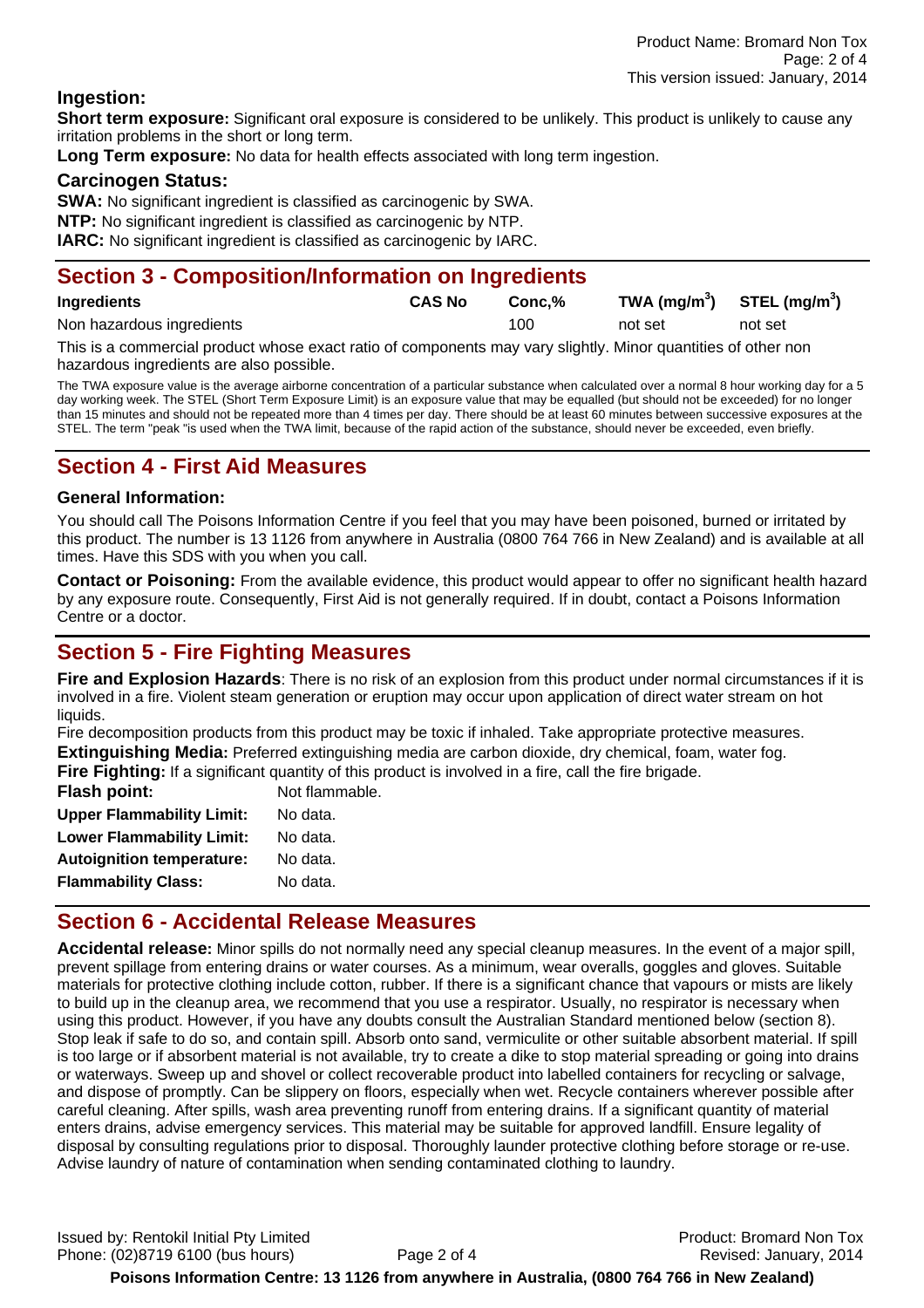### Ingestion:

**Short term exposure:** Significant oral exposure is considered to be unlikely. This product is unlikely to cause any irritation problems in the short or long term.

**Long Term exposure:** No data for health effects associated with long term ingestion.

### Carcinogen Status:

**SWA:** No significant ingredient is classified as carcinogenic by SWA.

**NTP:** No significant ingredient is classified as carcinogenic by NTP.

**IARC:** No significant ingredient is classified as carcinogenic by IARC.

## Section 3 - Composition/Information on Ingredients

| Ingredients | CAS No | Conc,% | TWA ($mg/m^3$) | STEL ($mg/m^3$) |
|---|---|---|---|---|
| Non hazardous ingredients | | 100 | not set | not set |

This is a commercial product whose exact ratio of components may vary slightly. Minor quantities of other non hazardous ingredients are also possible.

The TWA exposure value is the average airborne concentration of a particular substance when calculated over a normal 8 hour working day for a 5 day working week. The STEL (Short Term Exposure Limit) is an exposure value that may be equalled (but should not be exceeded) for no longer than 15 minutes and should not be repeated more than 4 times per day. There should be at least 60 minutes between successive exposures at the STEL. The term "peak "is used when the TWA limit, because of the rapid action of the substance, should never be exceeded, even briefly.

## Section 4 - First Aid Measures

### General Information:

You should call The Poisons Information Centre if you feel that you may have been poisoned, burned or irritated by this product. The number is 13 1126 from anywhere in Australia (0800 764 766 in New Zealand) and is available at all times. Have this SDS with you when you call.

**Contact or Poisoning:** From the available evidence, this product would appear to offer no significant health hazard by any exposure route. Consequently, First Aid is not generally required. If in doubt, contact a Poisons Information Centre or a doctor.

## Section 5 - Fire Fighting Measures

**Fire and Explosion Hazards**: There is no risk of an explosion from this product under normal circumstances if it is involved in a fire. Violent steam generation or eruption may occur upon application of direct water stream on hot liquids.

Fire decomposition products from this product may be toxic if inhaled. Take appropriate protective measures.

**Extinguishing Media:** Preferred extinguishing media are carbon dioxide, dry chemical, foam, water fog.

**Fire Fighting:** If a significant quantity of this product is involved in a fire, call the fire brigade.

**Flash point:** Not flammable.

**Upper Flammability Limit:** No data.

**Lower Flammability Limit:** No data.

**Autoignition temperature:** No data.

**Flammability Class:** No data.

## Section 6 - Accidental Release Measures

**Accidental release:** Minor spills do not normally need any special cleanup measures. In the event of a major spill, prevent spillage from entering drains or water courses. As a minimum, wear overalls, goggles and gloves. Suitable materials for protective clothing include cotton, rubber. If there is a significant chance that vapours or mists are likely to build up in the cleanup area, we recommend that you use a respirator. Usually, no respirator is necessary when using this product. However, if you have any doubts consult the Australian Standard mentioned below (section 8). Stop leak if safe to do so, and contain spill. Absorb onto sand, vermiculite or other suitable absorbent material. If spill is too large or if absorbent material is not available, try to create a dike to stop material spreading or going into drains or waterways. Sweep up and shovel or collect recoverable product into labelled containers for recycling or salvage, and dispose of promptly. Can be slippery on floors, especially when wet. Recycle containers wherever possible after careful cleaning. After spills, wash area preventing runoff from entering drains. If a significant quantity of material enters drains, advise emergency services. This material may be suitable for approved landfill. Ensure legality of disposal by consulting regulations prior to disposal. Thoroughly launder protective clothing before storage or re-use. Advise laundry of nature of contamination when sending contaminated clothing to laundry.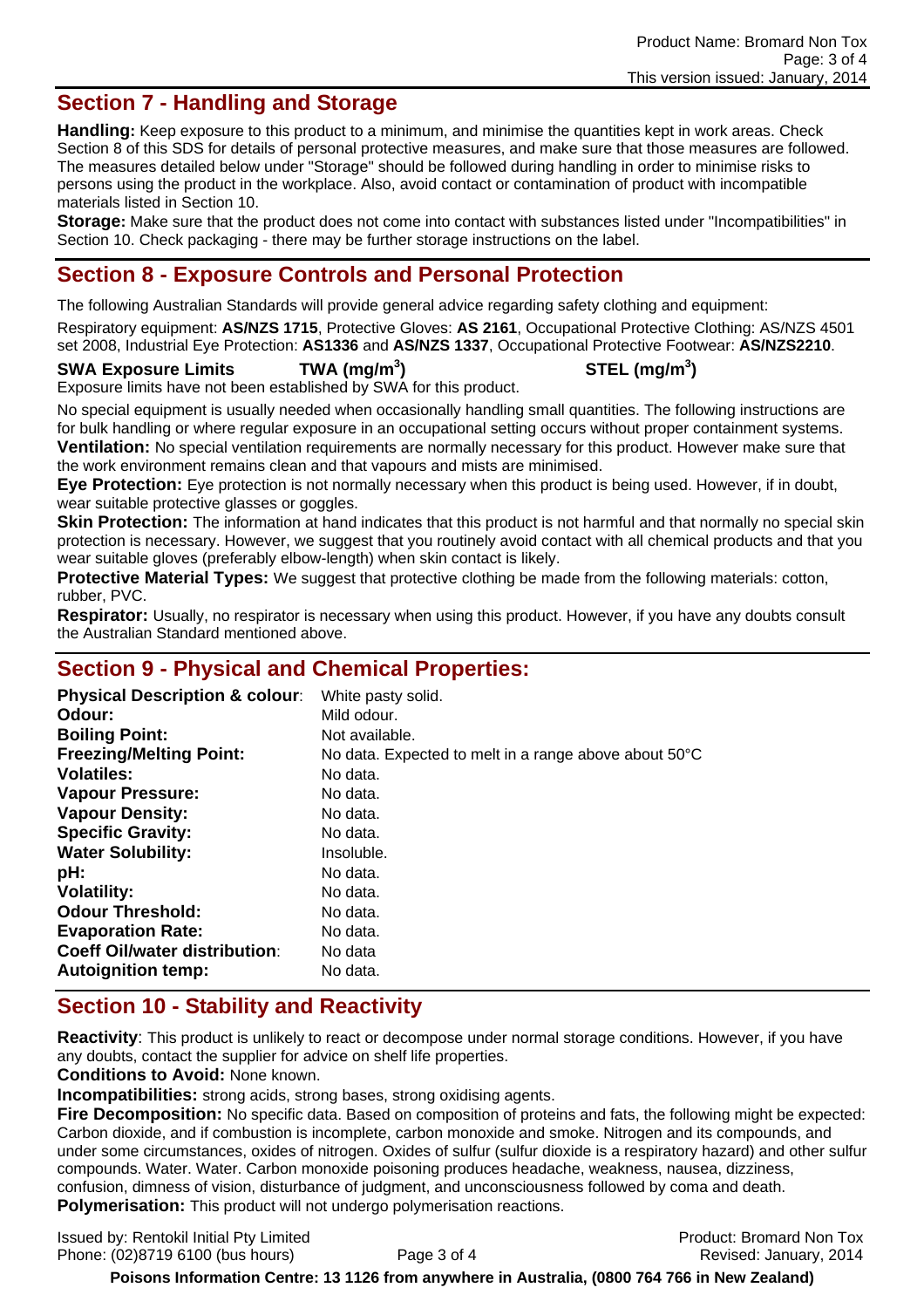## Section 7 - Handling and Storage

**Handling:** Keep exposure to this product to a minimum, and minimise the quantities kept in work areas. Check Section 8 of this SDS for details of personal protective measures, and make sure that those measures are followed. The measures detailed below under "Storage" should be followed during handling in order to minimise risks to persons using the product in the workplace. Also, avoid contact or contamination of product with incompatible materials listed in Section 10.

**Storage:** Make sure that the product does not come into contact with substances listed under "Incompatibilities" in Section 10. Check packaging - there may be further storage instructions on the label.

## Section 8 - Exposure Controls and Personal Protection

The following Australian Standards will provide general advice regarding safety clothing and equipment:

Respiratory equipment: **AS/NZS 1715**, Protective Gloves: **AS 2161**, Occupational Protective Clothing: AS/NZS 4501 set 2008, Industrial Eye Protection: **AS1336** and **AS/NZS 1337**, Occupational Protective Footwear: **AS/NZS2210**.

| SWA Exposure Limits | TWA ($mg/m^3$) | STEL ($mg/m^3$) |
|---|---|---|

Exposure limits have not been established by SWA for this product.

No special equipment is usually needed when occasionally handling small quantities. The following instructions are for bulk handling or where regular exposure in an occupational setting occurs without proper containment systems.

**Ventilation:** No special ventilation requirements are normally necessary for this product. However make sure that the work environment remains clean and that vapours and mists are minimised.

**Eye Protection:** Eye protection is not normally necessary when this product is being used. However, if in doubt, wear suitable protective glasses or goggles.

**Skin Protection:** The information at hand indicates that this product is not harmful and that normally no special skin protection is necessary. However, we suggest that you routinely avoid contact with all chemical products and that you wear suitable gloves (preferably elbow-length) when skin contact is likely.

**Protective Material Types:** We suggest that protective clothing be made from the following materials: cotton, rubber, PVC.

**Respirator:** Usually, no respirator is necessary when using this product. However, if you have any doubts consult the Australian Standard mentioned above.

## Section 9 - Physical and Chemical Properties:

| | |
|---|---|
| **Physical Description & colour**: | White pasty solid. |
| **Odour:** | Mild odour. |
| **Boiling Point:** | Not available. |
| **Freezing/Melting Point:** | No data. Expected to melt in a range above about 50°C |
| **Volatiles:** | No data. |
| **Vapour Pressure:** | No data. |
| **Vapour Density:** | No data. |
| **Specific Gravity:** | No data. |
| **Water Solubility:** | Insoluble. |
| **pH:** | No data. |
| **Volatility:** | No data. |
| **Odour Threshold:** | No data. |
| **Evaporation Rate:** | No data. |
| **Coeff Oil/water distribution**: | No data |
| **Autoignition temp:** | No data. |

## Section 10 - Stability and Reactivity

**Reactivity**: This product is unlikely to react or decompose under normal storage conditions. However, if you have any doubts, contact the supplier for advice on shelf life properties.

**Conditions to Avoid:** None known.

**Incompatibilities:** strong acids, strong bases, strong oxidising agents.

**Fire Decomposition:** No specific data. Based on composition of proteins and fats, the following might be expected: Carbon dioxide, and if combustion is incomplete, carbon monoxide and smoke. Nitrogen and its compounds, and under some circumstances, oxides of nitrogen. Oxides of sulfur (sulfur dioxide is a respiratory hazard) and other sulfur compounds. Water. Water. Carbon monoxide poisoning produces headache, weakness, nausea, dizziness, confusion, dimness of vision, disturbance of judgment, and unconsciousness followed by coma and death.

**Polymerisation:** This product will not undergo polymerisation reactions.

**Poisons Information Centre: 13 1126 from anywhere in Australia, (0800 764 766 in New Zealand)**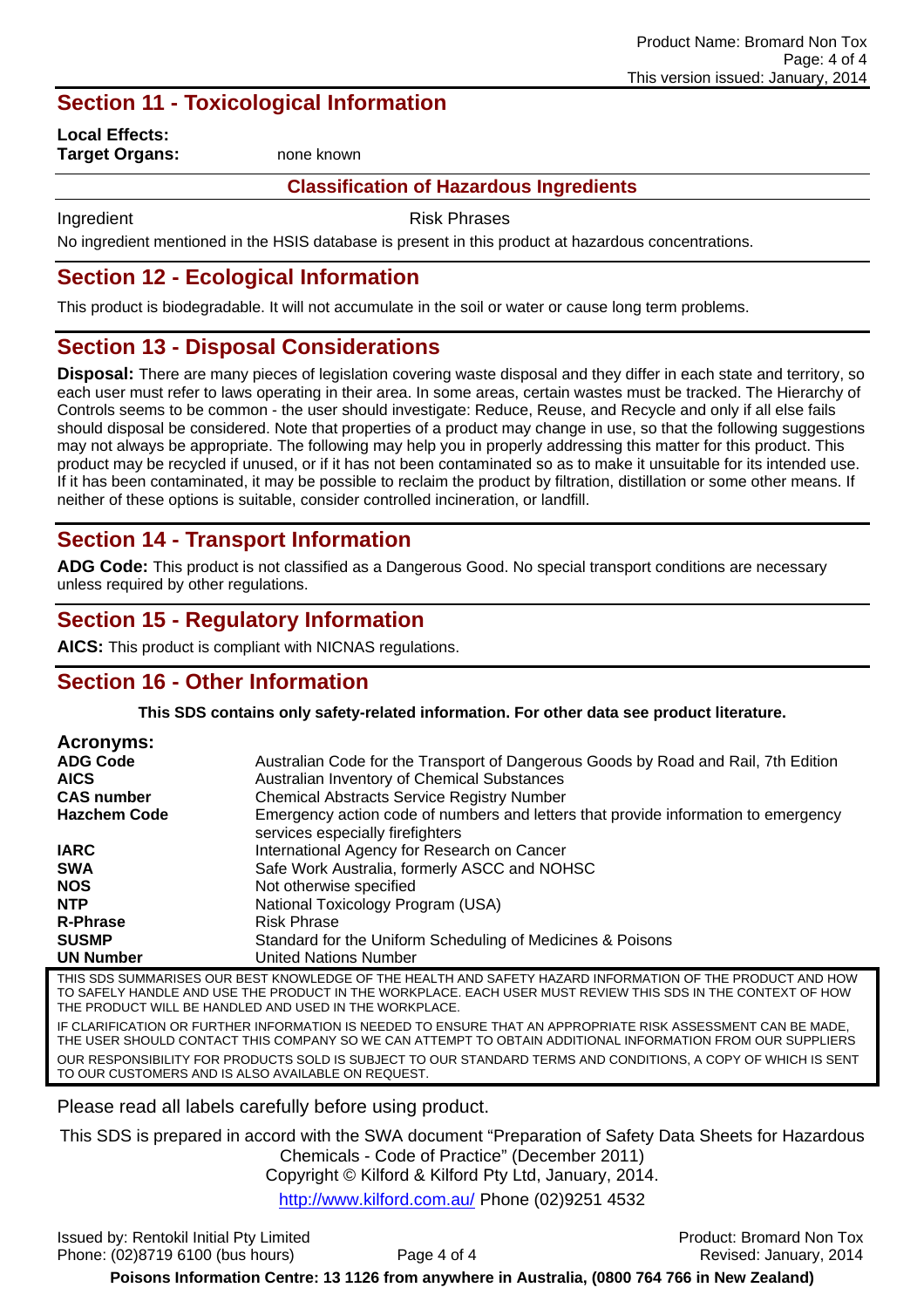## Section 11 - Toxicological Information

**Local Effects:**
**Target Organs:** none known

### Classification of Hazardous Ingredients

| Ingredient | Risk Phrases |
|---|---|

No ingredient mentioned in the HSIS database is present in this product at hazardous concentrations.

## Section 12 - Ecological Information

This product is biodegradable. It will not accumulate in the soil or water or cause long term problems.

## Section 13 - Disposal Considerations

**Disposal:** There are many pieces of legislation covering waste disposal and they differ in each state and territory, so each user must refer to laws operating in their area. In some areas, certain wastes must be tracked. The Hierarchy of Controls seems to be common - the user should investigate: Reduce, Reuse, and Recycle and only if all else fails should disposal be considered. Note that properties of a product may change in use, so that the following suggestions may not always be appropriate. The following may help you in properly addressing this matter for this product. This product may be recycled if unused, or if it has not been contaminated so as to make it unsuitable for its intended use. If it has been contaminated, it may be possible to reclaim the product by filtration, distillation or some other means. If neither of these options is suitable, consider controlled incineration, or landfill.

## Section 14 - Transport Information

**ADG Code:** This product is not classified as a Dangerous Good. No special transport conditions are necessary unless required by other regulations.

## Section 15 - Regulatory Information

**AICS:** This product is compliant with NICNAS regulations.

## Section 16 - Other Information

**This SDS contains only safety-related information. For other data see product literature.**

### Acronyms:

| | |
|---|---|
| **ADG Code** | Australian Code for the Transport of Dangerous Goods by Road and Rail, 7th Edition |
| **AICS** | Australian Inventory of Chemical Substances |
| **CAS number** | Chemical Abstracts Service Registry Number |
| **Hazchem Code** | Emergency action code of numbers and letters that provide information to emergency services especially firefighters |
| **IARC** | International Agency for Research on Cancer |
| **SWA** | Safe Work Australia, formerly ASCC and NOHSC |
| **NOS** | Not otherwise specified |
| **NTP** | National Toxicology Program (USA) |
| **R-Phrase** | Risk Phrase |
| **SUSMP** | Standard for the Uniform Scheduling of Medicines & Poisons |
| **UN Number** | United Nations Number |

THIS SDS SUMMARISES OUR BEST KNOWLEDGE OF THE HEALTH AND SAFETY HAZARD INFORMATION OF THE PRODUCT AND HOW TO SAFELY HANDLE AND USE THE PRODUCT IN THE WORKPLACE. EACH USER MUST REVIEW THIS SDS IN THE CONTEXT OF HOW THE PRODUCT WILL BE HANDLED AND USED IN THE WORKPLACE.

IF CLARIFICATION OR FURTHER INFORMATION IS NEEDED TO ENSURE THAT AN APPROPRIATE RISK ASSESSMENT CAN BE MADE, THE USER SHOULD CONTACT THIS COMPANY SO WE CAN ATTEMPT TO OBTAIN ADDITIONAL INFORMATION FROM OUR SUPPLIERS

OUR RESPONSIBILITY FOR PRODUCTS SOLD IS SUBJECT TO OUR STANDARD TERMS AND CONDITIONS, A COPY OF WHICH IS SENT TO OUR CUSTOMERS AND IS ALSO AVAILABLE ON REQUEST.

Please read all labels carefully before using product.

This SDS is prepared in accord with the SWA document "Preparation of Safety Data Sheets for Hazardous Chemicals - Code of Practice" (December 2011)
Copyright © Kilford & Kilford Pty Ltd, January, 2014.
http://www.kilford.com.au/ Phone (02)9251 4532

Issued by: Rentokil Initial Pty Limited
Phone: (02)8719 6100 (bus hours)

**Poisons Information Centre: 13 1126 from anywhere in Australia, (0800 764 766 in New Zealand)**